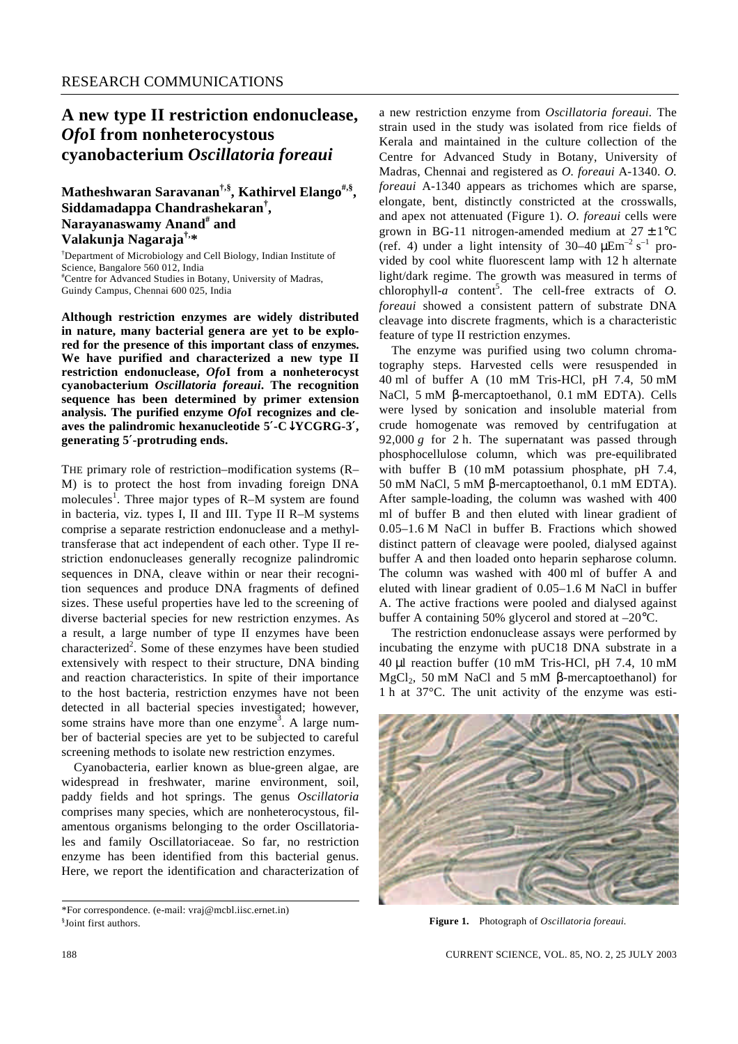RESEARCH COMMUNICATIONS

# A new type II restriction endonuclease, *Ofo*I from nonheterocystous cyanobacterium *Oscillatoria foreaui*

**Matheshwaran Saravanan[†,§], Kathirvel Elango[#,§], Siddamadappa Chandrashekaran[†], Narayanaswamy Anand[#] and Valakunja Nagaraja[†,*]**

[†]Department of Microbiology and Cell Biology, Indian Institute of Science, Bangalore 560 012, India
[#]Centre for Advanced Studies in Botany, University of Madras, Guindy Campus, Chennai 600 025, India

**Although restriction enzymes are widely distributed in nature, many bacterial genera are yet to be explored for the presence of this important class of enzymes. We have purified and characterized a new type II restriction endonuclease, *Ofo*I from a nonheterocyst cyanobacterium *Oscillatoria foreaui*. The recognition sequence has been determined by primer extension analysis. The purified enzyme *Ofo*I recognizes and cleaves the palindromic hexanucleotide 5′-C↓YCGRG-3′, generating 5′-protruding ends.**

THE primary role of restriction–modification systems (R–M) is to protect the host from invading foreign DNA molecules[1]. Three major types of R–M system are found in bacteria, viz. types I, II and III. Type II R–M systems comprise a separate restriction endonuclease and a methyltransferase that act independent of each other. Type II restriction endonucleases generally recognize palindromic sequences in DNA, cleave within or near their recognition sequences and produce DNA fragments of defined sizes. These useful properties have led to the screening of diverse bacterial species for new restriction enzymes. As a result, a large number of type II enzymes have been characterized[2]. Some of these enzymes have been studied extensively with respect to their structure, DNA binding and reaction characteristics. In spite of their importance to the host bacteria, restriction enzymes have not been detected in all bacterial species investigated; however, some strains have more than one enzyme[3]. A large number of bacterial species are yet to be subjected to careful screening methods to isolate new restriction enzymes.

Cyanobacteria, earlier known as blue-green algae, are widespread in freshwater, marine environment, soil, paddy fields and hot springs. The genus *Oscillatoria* comprises many species, which are nonheterocystous, filamentous organisms belonging to the order Oscillatoriales and family Oscillatoriaceae. So far, no restriction enzyme has been identified from this bacterial genus. Here, we report the identification and characterization of a new restriction enzyme from *Oscillatoria foreaui*. The strain used in the study was isolated from rice fields of Kerala and maintained in the culture collection of the Centre for Advanced Study in Botany, University of Madras, Chennai and registered as *O. foreaui* A-1340. *O. foreaui* A-1340 appears as trichomes which are sparse, elongate, bent, distinctly constricted at the crosswalls, and apex not attenuated (Figure 1). *O. foreaui* cells were grown in BG-11 nitrogen-amended medium at $27 \pm 1$°C (ref. 4) under a light intensity of 30–40 $\mu$Em$^{-2}$ s$^{-1}$ provided by cool white fluorescent lamp with 12 h alternate light/dark regime. The growth was measured in terms of chlorophyll-*a* content[5]. The cell-free extracts of *O. foreaui* showed a consistent pattern of substrate DNA cleavage into discrete fragments, which is a characteristic feature of type II restriction enzymes.

The enzyme was purified using two column chromatography steps. Harvested cells were resuspended in 40 ml of buffer A (10 mM Tris-HCl, pH 7.4, 50 mM NaCl, 5 mM β-mercaptoethanol, 0.1 mM EDTA). Cells were lysed by sonication and insoluble material from crude homogenate was removed by centrifugation at 92,000 *g* for 2 h. The supernatant was passed through phosphocellulose column, which was pre-equilibrated with buffer B (10 mM potassium phosphate, pH 7.4, 50 mM NaCl, 5 mM β-mercaptoethanol, 0.1 mM EDTA). After sample-loading, the column was washed with 400 ml of buffer B and then eluted with linear gradient of 0.05–1.6 M NaCl in buffer B. Fractions which showed distinct pattern of cleavage were pooled, dialysed against buffer A and then loaded onto heparin sepharose column. The column was washed with 400 ml of buffer A and eluted with linear gradient of 0.05–1.6 M NaCl in buffer A. The active fractions were pooled and dialysed against buffer A containing 50% glycerol and stored at –20°C.

The restriction endonuclease assays were performed by incubating the enzyme with pUC18 DNA substrate in a 40 μl reaction buffer (10 mM Tris-HCl, pH 7.4, 10 mM $MgCl_2$, 50 mM NaCl and 5 mM β-mercaptoethanol) for 1 h at 37°C. The unit activity of the enzyme was esti-

**Figure 1.** Photograph of *Oscillatoria foreaui.*

*For correspondence. (e-mail: vraj@mcbl.iisc.ernet.in)
[§]Joint first authors.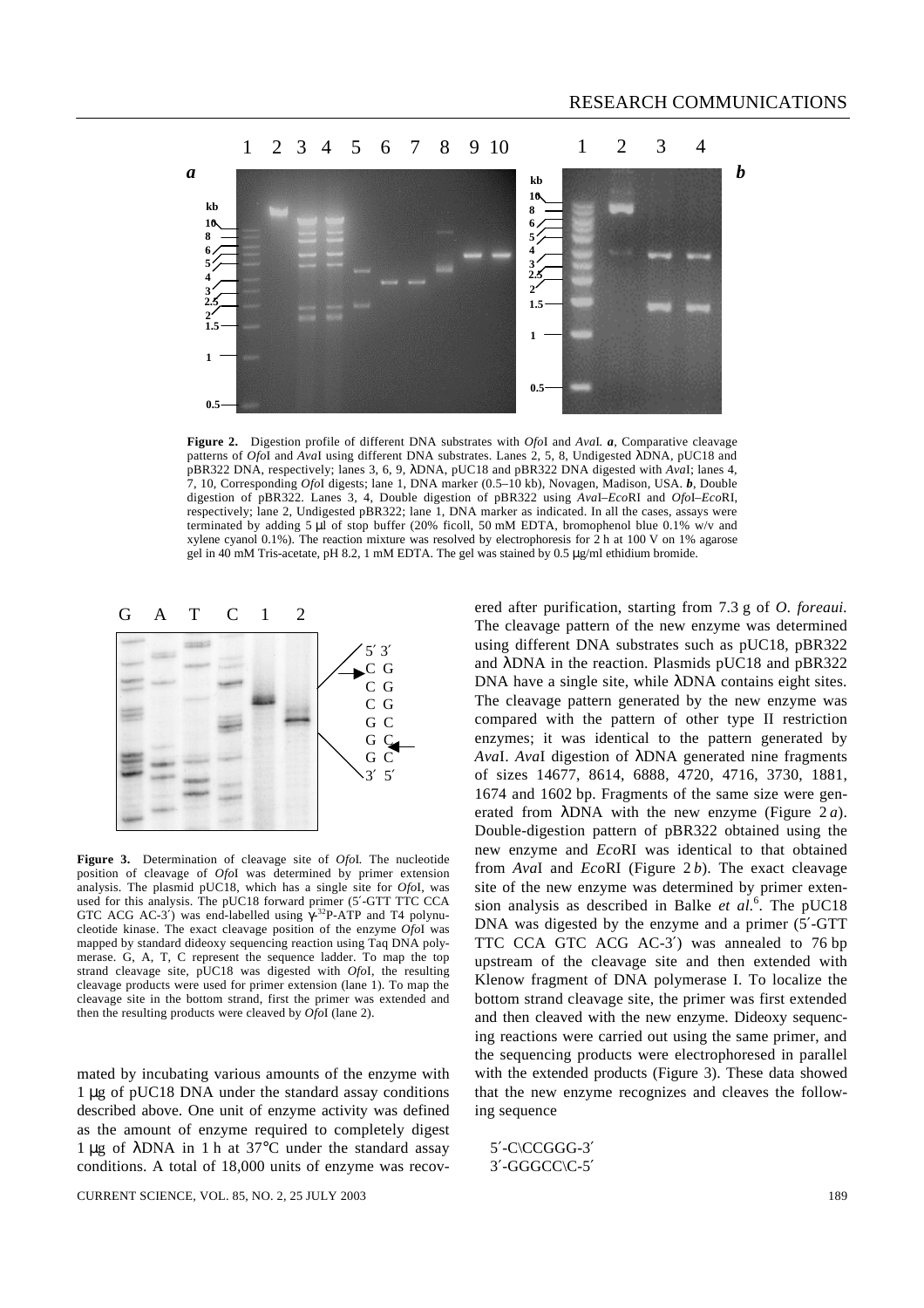**Figure 2.** Digestion profile of different DNA substrates with *Ofo*I and *Ava*I. ***a***, Comparative cleavage patterns of *Ofo*I and *Ava*I using different DNA substrates. Lanes 2, 5, 8, Undigested λDNA, pUC18 and pBR322 DNA, respectively; lanes 3, 6, 9, λDNA, pUC18 and pBR322 DNA digested with *Ava*I; lanes 4, 7, 10, Corresponding *Ofo*I digests; lane 1, DNA marker (0.5–10 kb), Novagen, Madison, USA. ***b***, Double digestion of pBR322. Lanes 3, 4, Double digestion of pBR322 using *Ava*I–*Eco*RI and *Ofo*I–*Eco*RI, respectively; lane 2, Undigested pBR322; lane 1, DNA marker as indicated. In all the cases, assays were terminated by adding 5 µl of stop buffer (20% ficoll, 50 mM EDTA, bromophenol blue 0.1% w/v and xylene cyanol 0.1%). The reaction mixture was resolved by electrophoresis for 2 h at 100 V on 1% agarose gel in 40 mM Tris-acetate, pH 8.2, 1 mM EDTA. The gel was stained by 0.5 µg/ml ethidium bromide.

**Figure 3.** Determination of cleavage site of *Ofo*I. The nucleotide position of cleavage of *Ofo*I was determined by primer extension analysis. The plasmid pUC18, which has a single site for *Ofo*I, was used for this analysis. The pUC18 forward primer (5′-GTT TTC CCA GTC ACG AC-3′) was end-labelled using $\gamma$-$^{32}$P-ATP and T4 polynucleotide kinase. The exact cleavage position of the enzyme *Ofo*I was mapped by standard dideoxy sequencing reaction using Taq DNA polymerase. G, A, T, C represent the sequence ladder. To map the top strand cleavage site, pUC18 was digested with *Ofo*I, the resulting cleavage products were used for primer extension (lane 1). To map the cleavage site in the bottom strand, first the primer was extended and then the resulting products were cleaved by *Ofo*I (lane 2).

mated by incubating various amounts of the enzyme with 1 µg of pUC18 DNA under the standard assay conditions described above. One unit of enzyme activity was defined as the amount of enzyme required to completely digest 1 µg of λDNA in 1 h at 37°C under the standard assay conditions. A total of 18,000 units of enzyme was recovered after purification, starting from 7.3 g of *O. foreaui*. The cleavage pattern of the new enzyme was determined using different DNA substrates such as pUC18, pBR322 and λDNA in the reaction. Plasmids pUC18 and pBR322 DNA have a single site, while λDNA contains eight sites. The cleavage pattern generated by the new enzyme was compared with the pattern of other type II restriction enzymes; it was identical to the pattern generated by *Ava*I. *Ava*I digestion of λDNA generated nine fragments of sizes 14677, 8614, 6888, 4720, 4716, 3730, 1881, 1674 and 1602 bp. Fragments of the same size were generated from λDNA with the new enzyme (Figure 2 *a*). Double-digestion pattern of pBR322 obtained using the new enzyme and *Eco*RI was identical to that obtained from *Ava*I and *Eco*RI (Figure 2 *b*). The exact cleavage site of the new enzyme was determined by primer extension analysis as described in Balke *et al.*[6]. The pUC18 DNA was digested by the enzyme and a primer (5′-GTT TTC CCA GTC ACG AC-3′) was annealed to 76 bp upstream of the cleavage site and then extended with Klenow fragment of DNA polymerase I. To localize the bottom strand cleavage site, the primer was first extended and then cleaved with the new enzyme. Dideoxy sequencing reactions were carried out using the same primer, and the sequencing products were electrophoresed in parallel with the extended products (Figure 3). These data showed that the new enzyme recognizes and cleaves the following sequence

5′-C\CCGGG-3′
3′-GGGCC\C-5′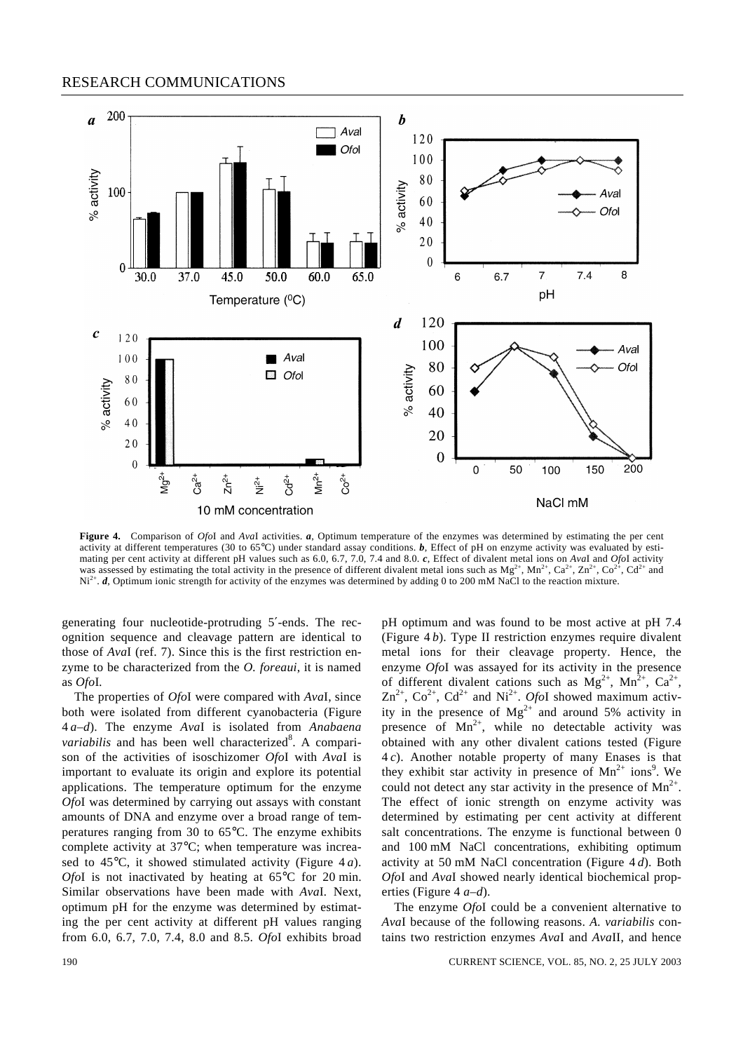**Figure 4.** Comparison of *Ofo*I and *Ava*I activities. ***a***, Optimum temperature of the enzymes was determined by estimating the per cent activity at different temperatures (30 to 65°C) under standard assay conditions. ***b***, Effect of pH on enzyme activity was evaluated by estimating per cent activity at different pH values such as 6.0, 6.7, 7.0, 7.4 and 8.0. ***c***, Effect of divalent metal ions on *Ava*I and *Ofo*I activity was assessed by estimating the total activity in the presence of different divalent metal ions such as $Mg^{2+}$, $Mn^{2+}$, $Ca^{2+}$, $Zn^{2+}$, $Co^{2+}$, $Cd^{2+}$ and $Ni^{2+}$. ***d***, Optimum ionic strength for activity of the enzymes was determined by adding 0 to 200 mM NaCl to the reaction mixture.

generating four nucleotide-protruding 5′-ends. The recognition sequence and cleavage pattern are identical to those of *Ava*I (ref. 7). Since this is the first restriction enzyme to be characterized from the *O. foreaui*, it is named as *Ofo*I.

The properties of *Ofo*I were compared with *Ava*I, since both were isolated from different cyanobacteria (Figure 4 *a*–*d*). The enzyme *Ava*I is isolated from *Anabaena variabilis* and has been well characterized[8]. A comparison of the activities of isoschizomer *Ofo*I with *Ava*I is important to evaluate its origin and explore its potential applications. The temperature optimum for the enzyme *Ofo*I was determined by carrying out assays with constant amounts of DNA and enzyme over a broad range of temperatures ranging from 30 to 65°C. The enzyme exhibits complete activity at 37°C; when temperature was increased to 45°C, it showed stimulated activity (Figure 4 *a*). *Ofo*I is not inactivated by heating at 65°C for 20 min. Similar observations have been made with *Ava*I. Next, optimum pH for the enzyme was determined by estimating the per cent activity at different pH values ranging from 6.0, 6.7, 7.0, 7.4, 8.0 and 8.5. *Ofo*I exhibits broad pH optimum and was found to be most active at pH 7.4 (Figure 4 *b*). Type II restriction enzymes require divalent metal ions for their cleavage property. Hence, the enzyme *Ofo*I was assayed for its activity in the presence of different divalent cations such as $Mg^{2+}$, $Mn^{2+}$, $Ca^{2+}$, $Zn^{2+}$, $Co^{2+}$, $Cd^{2+}$ and $Ni^{2+}$. *Ofo*I showed maximum activity in the presence of $Mg^{2+}$ and around 5% activity in presence of $Mn^{2+}$, while no detectable activity was obtained with any other divalent cations tested (Figure 4 *c*). Another notable property of many Enases is that they exhibit star activity in presence of $Mn^{2+}$ ions[9]. We could not detect any star activity in the presence of $Mn^{2+}$. The effect of ionic strength on enzyme activity was determined by estimating per cent activity at different salt concentrations. The enzyme is functional between 0 and 100 mM NaCl concentrations, exhibiting optimum activity at 50 mM NaCl concentration (Figure 4 *d*). Both *Ofo*I and *Ava*I showed nearly identical biochemical properties (Figure 4 *a*–*d*).

The enzyme *Ofo*I could be a convenient alternative to *Ava*I because of the following reasons. *A. variabilis* contains two restriction enzymes *Ava*I and *Ava*II, and hence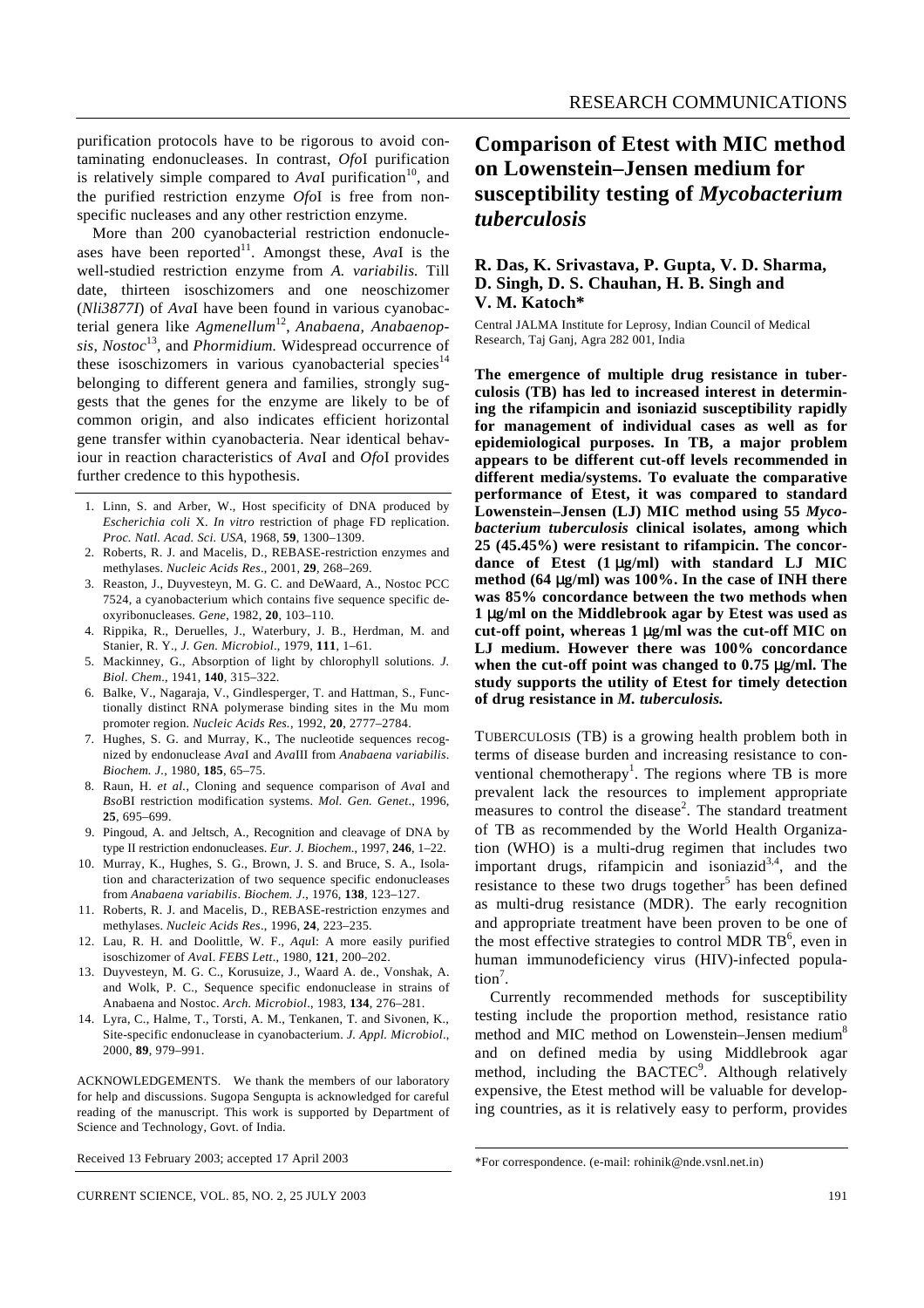purification protocols have to be rigorous to avoid contaminating endonucleases. In contrast, *Ofo*I purification is relatively simple compared to *Ava*I purification[10], and the purified restriction enzyme *Ofo*I is free from nonspecific nucleases and any other restriction enzyme.

More than 200 cyanobacterial restriction endonucleases have been reported[11]. Amongst these, *Ava*I is the well-studied restriction enzyme from *A. variabilis.* Till date, thirteen isoschizomers and one neoschizomer (*Nli3877I*) of *Ava*I have been found in various cyanobacterial genera like *Agmenellum*[12], *Anabaena*, *Anabaenopsis*, *Nostoc*[13], and *Phormidium.* Widespread occurrence of these isoschizomers in various cyanobacterial species[14] belonging to different genera and families, strongly suggests that the genes for the enzyme are likely to be of common origin, and also indicates efficient horizontal gene transfer within cyanobacteria. Near identical behaviour in reaction characteristics of *Ava*I and *Ofo*I provides further credence to this hypothesis.

1. Linn, S. and Arber, W., Host specificity of DNA produced by *Escherichia coli* X. *In vitro* restriction of phage FD replication. *Proc. Natl. Acad. Sci. USA*, 1968, **59**, 1300–1309.
2. Roberts, R. J. and Macelis, D., REBASE-restriction enzymes and methylases. *Nucleic Acids Res*., 2001, **29**, 268–269.
3. Reaston, J., Duyvesteyn, M. G. C. and DeWaard, A., Nostoc PCC 7524, a cyanobacterium which contains five sequence specific deoxyribonucleases. *Gene*, 1982, **20**, 103–110.
4. Rippika, R., Deruelles, J., Waterbury, J. B., Herdman, M. and Stanier, R. Y., *J. Gen. Microbiol*., 1979, **111**, 1–61.
5. Mackinney, G., Absorption of light by chlorophyll solutions. *J. Biol. Chem*., 1941, **140**, 315–322.
6. Balke, V., Nagaraja, V., Gindlesperger, T. and Hattman, S., Functionally distinct RNA polymerase binding sites in the Mu mom promoter region. *Nucleic Acids Res.*, 1992, **20**, 2777–2784.
7. Hughes, S. G. and Murray, K., The nucleotide sequences recognized by endonuclease *Ava*I and *Ava*III from *Anabaena variabilis*. *Biochem. J*., 1980, **185**, 65–75.
8. Raun, H. *et al.*, Cloning and sequence comparison of *Ava*I and *Bso*BI restriction modification systems. *Mol. Gen. Genet*., 1996, **25**, 695–699.
9. Pingoud, A. and Jeltsch, A., Recognition and cleavage of DNA by type II restriction endonucleases. *Eur. J. Biochem*., 1997, **246**, 1–22.
10. Murray, K., Hughes, S. G., Brown, J. S. and Bruce, S. A., Isolation and characterization of two sequence specific endonucleases from *Anabaena variabilis*. *Biochem. J*., 1976, **138**, 123–127.
11. Roberts, R. J. and Macelis, D., REBASE-restriction enzymes and methylases. *Nucleic Acids Res*., 1996, **24**, 223–235.
12. Lau, R. H. and Doolittle, W. F., *Aqu*I: A more easily purified isoschizomer of *Ava*I. *FEBS Lett*., 1980, **121**, 200–202.
13. Duyvesteyn, M. G. C., Korusuize, J., Waard A. de., Vonshak, A. and Wolk, P. C., Sequence specific endonuclease in strains of Anabaena and Nostoc. *Arch. Microbiol*., 1983, **134**, 276–281.
14. Lyra, C., Halme, T., Torsti, A. M., Tenkanen, T. and Sivonen, K., Site-specific endonuclease in cyanobacterium. *J. Appl. Microbiol*., 2000, **89**, 979–991.

ACKNOWLEDGEMENTS. We thank the members of our laboratory for help and discussions. Sugopa Sengupta is acknowledged for careful reading of the manuscript. This work is supported by Department of Science and Technology, Govt. of India.

Received 13 February 2003; accepted 17 April 2003

# Comparison of Etest with MIC method on Lowenstein–Jensen medium for susceptibility testing of *Mycobacterium tuberculosis*

**R. Das, K. Srivastava, P. Gupta, V. D. Sharma, D. Singh, D. S. Chauhan, H. B. Singh and V. M. Katoch***

Central JALMA Institute for Leprosy, Indian Council of Medical Research, Taj Ganj, Agra 282 001, India

**The emergence of multiple drug resistance in tuberculosis (TB) has led to increased interest in determining the rifampicin and isoniazid susceptibility rapidly for management of individual cases as well as for epidemiological purposes. In TB, a major problem appears to be different cut-off levels recommended in different media/systems. To evaluate the comparative performance of Etest, it was compared to standard Lowenstein–Jensen (LJ) MIC method using 55 *Mycobacterium tuberculosis* clinical isolates, among which 25 (45.45%) were resistant to rifampicin. The concordance of Etest (1 μg/ml) with standard LJ MIC method (64 μg/ml) was 100%. In the case of INH there was 85% concordance between the two methods when 1 μg/ml on the Middlebrook agar by Etest was used as cut-off point, whereas 1 μg/ml was the cut-off MIC on LJ medium. However there was 100% concordance when the cut-off point was changed to 0.75 μg/ml. The study supports the utility of Etest for timely detection of drug resistance in *M. tuberculosis.***

TUBERCULOSIS (TB) is a growing health problem both in terms of disease burden and increasing resistance to conventional chemotherapy[1]. The regions where TB is more prevalent lack the resources to implement appropriate measures to control the disease[2]. The standard treatment of TB as recommended by the World Health Organization (WHO) is a multi-drug regimen that includes two important drugs, rifampicin and isoniazid[3,4], and the resistance to these two drugs together[5] has been defined as multi-drug resistance (MDR). The early recognition and appropriate treatment have been proven to be one of the most effective strategies to control MDR TB[6], even in human immunodeficiency virus (HIV)-infected population[7].

Currently recommended methods for susceptibility testing include the proportion method, resistance ratio method and MIC method on Lowenstein–Jensen medium[8] and on defined media by using Middlebrook agar method, including the BACTEC[9]. Although relatively expensive, the Etest method will be valuable for developing countries, as it is relatively easy to perform, provides

*For correspondence. (e-mail: rohinik@nde.vsnl.net.in)